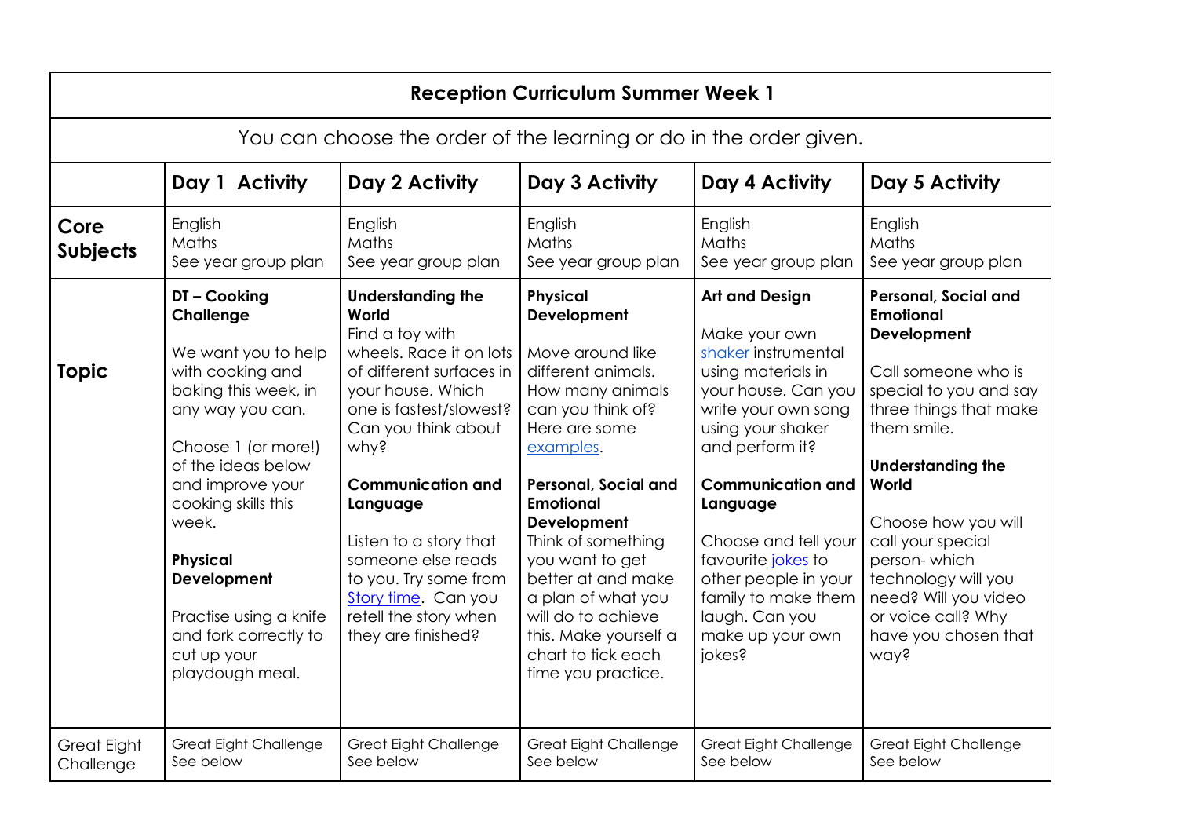| Reception Curriculum Summer Week 1 | | | | | |
|---|---|---|---|---|---|
| You can choose the order of the learning or do in the order given. | | | | | |
| | **Day 1 Activity** | **Day 2 Activity** | **Day 3 Activity** | **Day 4 Activity** | **Day 5 Activity** |
| **Core Subjects** | English<br>Maths<br>See year group plan | English<br>Maths<br>See year group plan | English<br>Maths<br>See year group plan | English<br>Maths<br>See year group plan | English<br>Maths<br>See year group plan |
| **Topic** | **DT – Cooking Challenge**<br><br>We want you to help with cooking and baking this week, in any way you can.<br><br>Choose 1 (or more!) of the ideas below and improve your cooking skills this week.<br><br>**Physical Development**<br><br>Practise using a knife and fork correctly to cut up your playdough meal. | **Understanding the World**<br>Find a toy with wheels. Race it on lots of different surfaces in your house. Which one is fastest/slowest? Can you think about why?<br><br>**Communication and Language**<br><br>Listen to a story that someone else reads to you. Try some from Story time. Can you retell the story when they are finished? | **Physical Development**<br><br>Move around like different animals. How many animals can you think of? Here are some examples.<br><br>**Personal, Social and Emotional Development**<br>Think of something you want to get better at and make a plan of what you will do to achieve this. Make yourself a chart to tick each time you practice. | **Art and Design**<br><br>Make your own shaker instrumental using materials in your house. Can you write your own song using your shaker and perform it?<br><br>**Communication and Language**<br><br>Choose and tell your favourite jokes to other people in your family to make them laugh. Can you make up your own jokes? | **Personal, Social and Emotional Development**<br><br>Call someone who is special to you and say three things that make them smile.<br><br>**Understanding the World**<br><br>Choose how you will call your special person- which technology will you need? Will you video or voice call? Why have you chosen that way? |
| Great Eight Challenge | Great Eight Challenge<br>See below | Great Eight Challenge<br>See below | Great Eight Challenge<br>See below | Great Eight Challenge<br>See below | Great Eight Challenge<br>See below |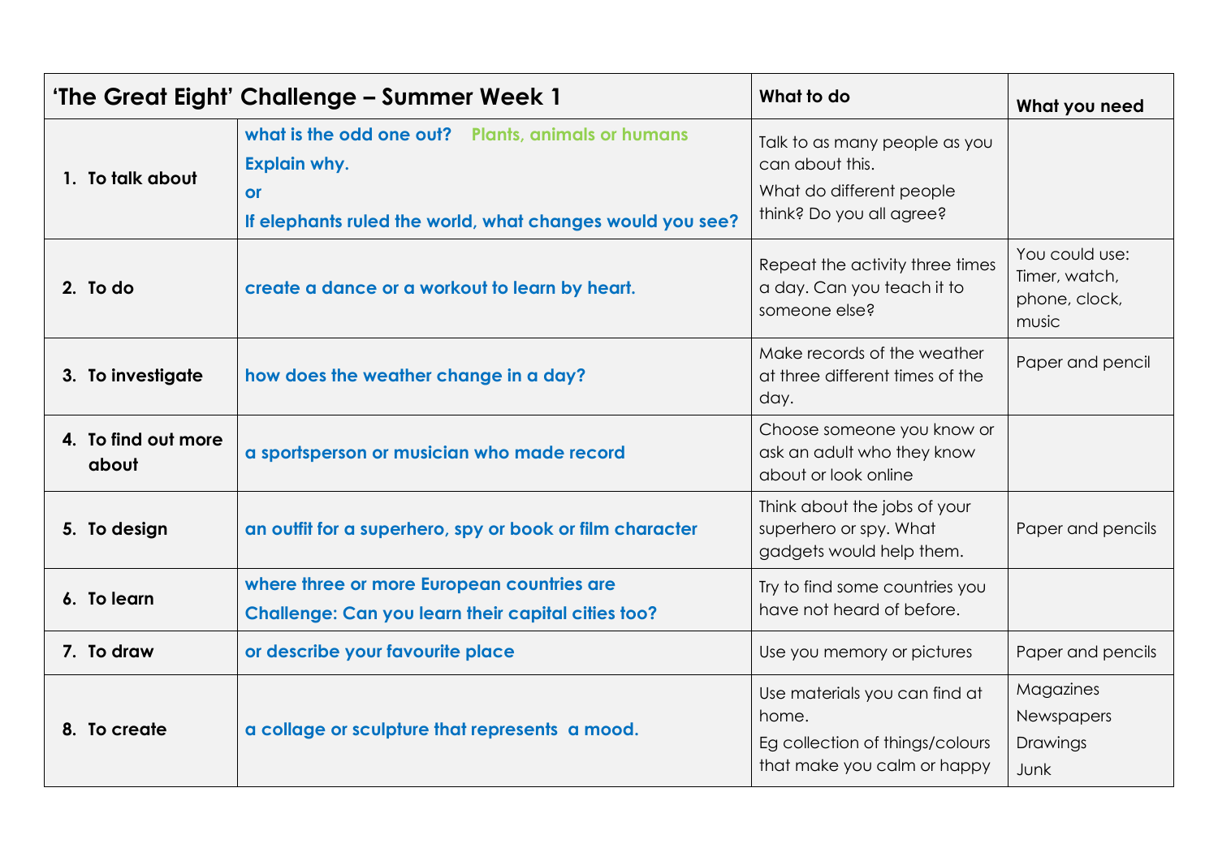| 'The Great Eight' Challenge – Summer Week 1 | | What to do | What you need |
|---|---|---|---|
| 1. To talk about | **what is the odd one out? Plants, animals or humans**<br>**Explain why.**<br>**or**<br>**If elephants ruled the world, what changes would you see?** | Talk to as many people as you can about this.<br>What do different people think? Do you all agree? | |
| 2. To do | **create a dance or a workout to learn by heart.** | Repeat the activity three times a day. Can you teach it to someone else? | You could use: Timer, watch, phone, clock, music |
| 3. To investigate | **how does the weather change in a day?** | Make records of the weather at three different times of the day. | Paper and pencil |
| 4. To find out more about | **a sportsperson or musician who made record** | Choose someone you know or ask an adult who they know about or look online | |
| 5. To design | **an outfit for a superhero, spy or book or film character** | Think about the jobs of your superhero or spy. What gadgets would help them. | Paper and pencils |
| 6. To learn | **where three or more European countries are**<br>**Challenge: Can you learn their capital cities too?** | Try to find some countries you have not heard of before. | |
| 7. To draw | **or describe your favourite place** | Use you memory or pictures | Paper and pencils |
| 8. To create | **a collage or sculpture that represents a mood.** | Use materials you can find at home.<br>Eg collection of things/colours that make you calm or happy | Magazines<br>Newspapers<br>Drawings<br>Junk |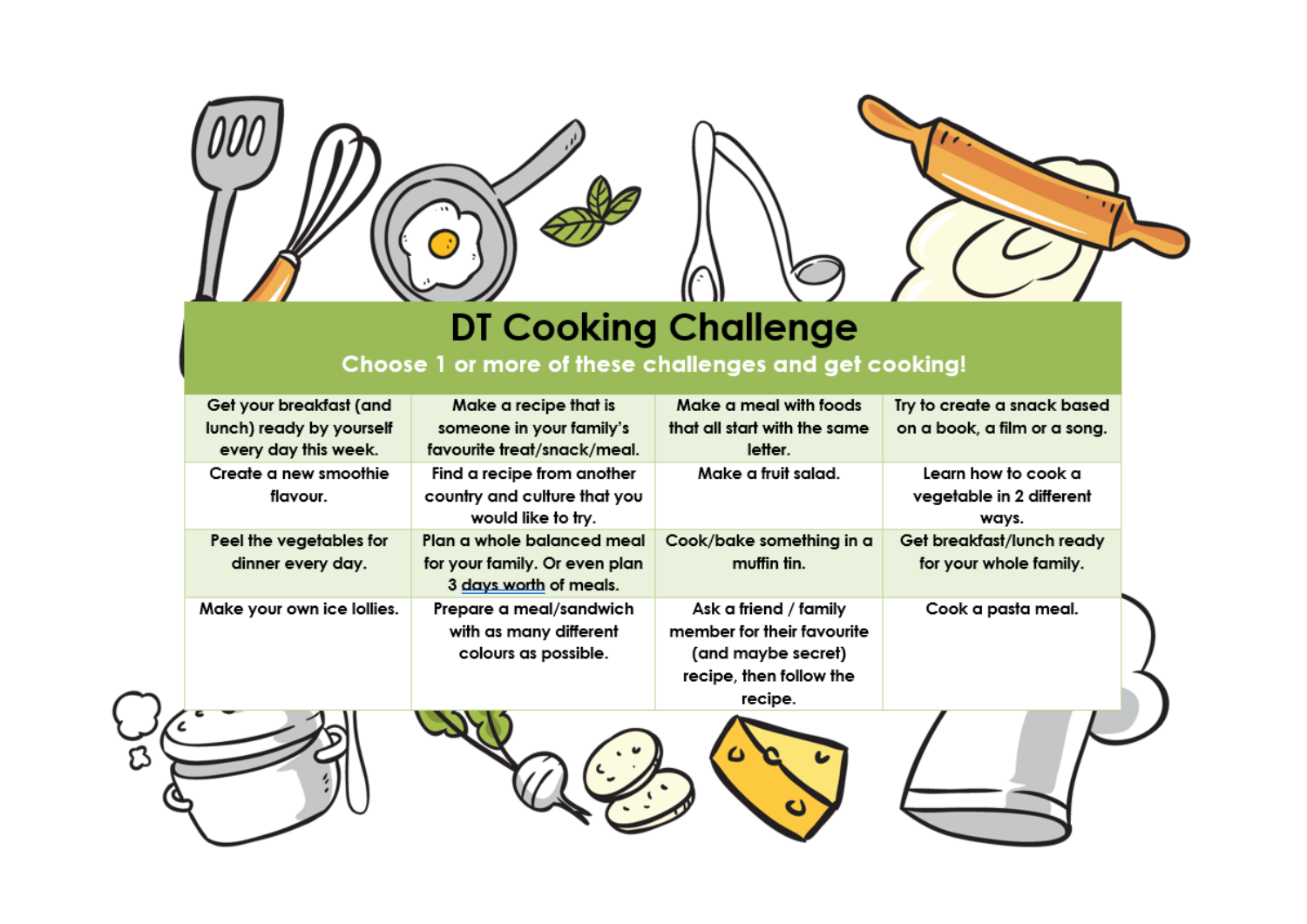# DT Cooking Challenge

## Choose 1 or more of these challenges and get cooking!

| | | | |
|---|---|---|---|
| Get your breakfast (and lunch) ready by yourself every day this week. | Make a recipe that is someone in your family's favourite treat/snack/meal. | Make a meal with foods that all start with the same letter. | Try to create a snack based on a book, a film or a song. |
| Create a new smoothie flavour. | Find a recipe from another country and culture that you would like to try. | Make a fruit salad. | Learn how to cook a vegetable in 2 different ways. |
| Peel the vegetables for dinner every day. | Plan a whole balanced meal for your family. Or even plan 3 days worth of meals. | Cook/bake something in a muffin tin. | Get breakfast/lunch ready for your whole family. |
| Make your own ice lollies. | Prepare a meal/sandwich with as many different colours as possible. | Ask a friend / family member for their favourite (and maybe secret) recipe, then follow the recipe. | Cook a pasta meal. |